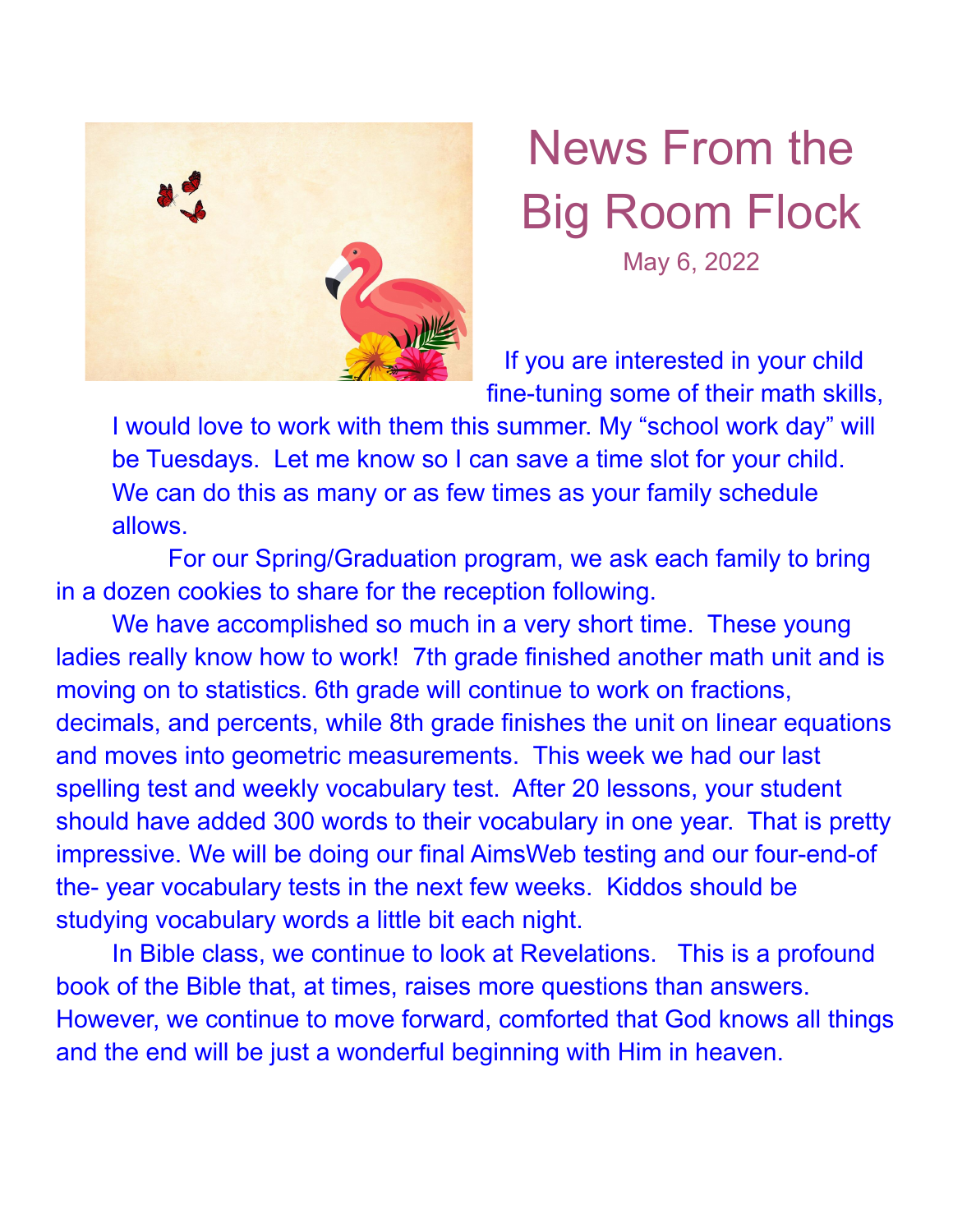# News From the Big Room Flock

May 6, 2022

If you are interested in your child fine-tuning some of their math skills, I would love to work with them this summer. My "school work day" will be Tuesdays. Let me know so I can save a time slot for your child. We can do this as many or as few times as your family schedule allows.

For our Spring/Graduation program, we ask each family to bring in a dozen cookies to share for the reception following.

We have accomplished so much in a very short time. These young ladies really know how to work! 7th grade finished another math unit and is moving on to statistics. 6th grade will continue to work on fractions, decimals, and percents, while 8th grade finishes the unit on linear equations and moves into geometric measurements. This week we had our last spelling test and weekly vocabulary test. After 20 lessons, your student should have added 300 words to their vocabulary in one year. That is pretty impressive. We will be doing our final AimsWeb testing and our four-end-of the- year vocabulary tests in the next few weeks. Kiddos should be studying vocabulary words a little bit each night.

In Bible class, we continue to look at Revelations. This is a profound book of the Bible that, at times, raises more questions than answers. However, we continue to move forward, comforted that God knows all things and the end will be just a wonderful beginning with Him in heaven.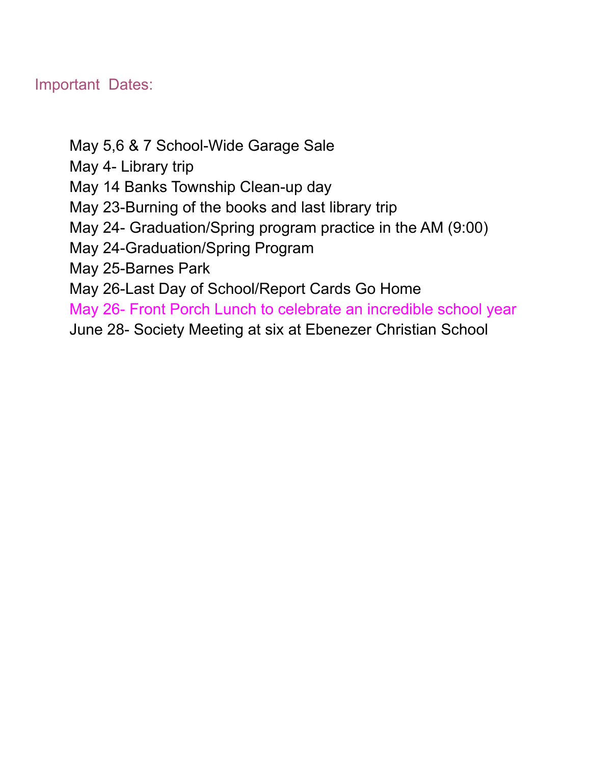## Important Dates:

- May 5,6 & 7 School-Wide Garage Sale
- May 4- Library trip
- May 14 Banks Township Clean-up day
- May 23-Burning of the books and last library trip
- May 24- Graduation/Spring program practice in the AM (9:00)
- May 24-Graduation/Spring Program
- May 25-Barnes Park
- May 26-Last Day of School/Report Cards Go Home
- May 26- Front Porch Lunch to celebrate an incredible school year
- June 28- Society Meeting at six at Ebenezer Christian School